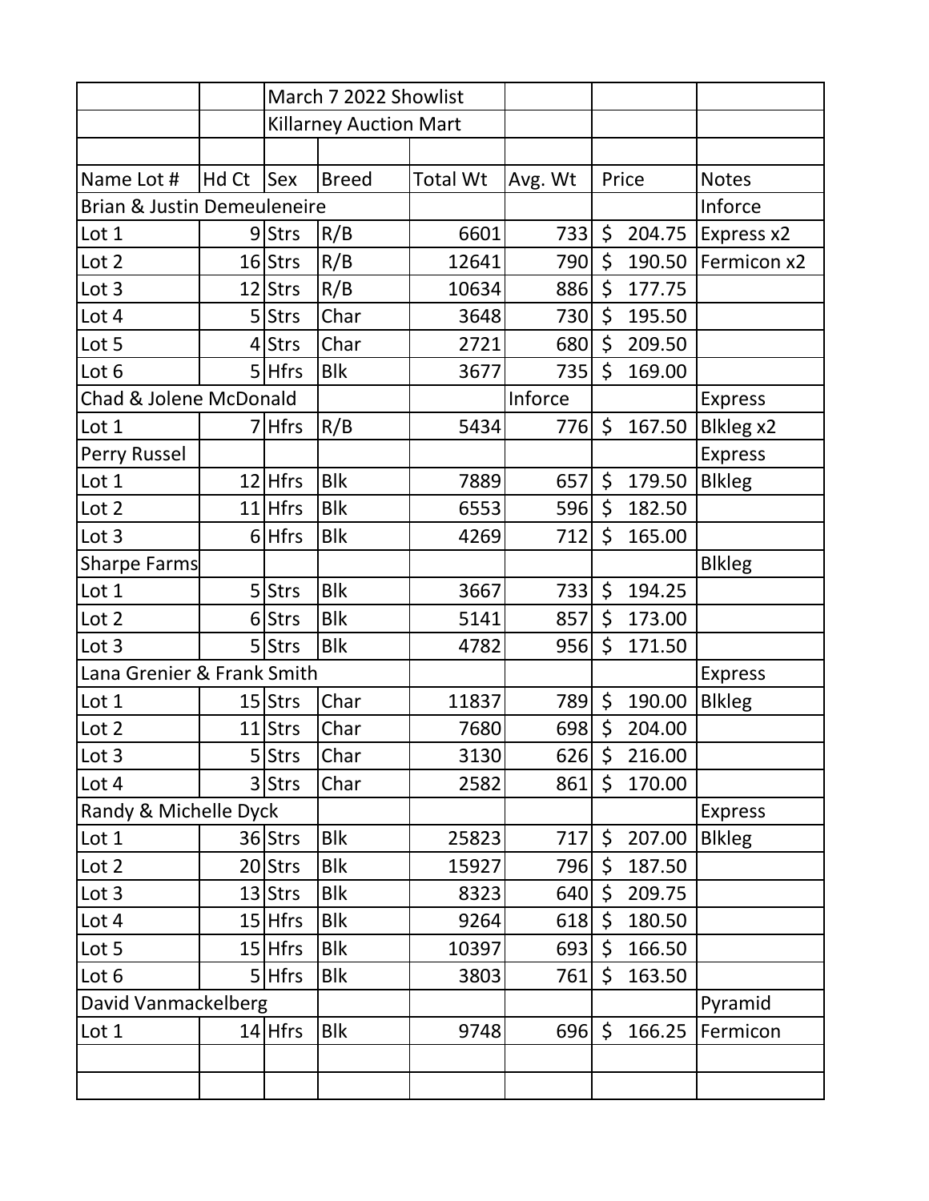| | | March 7 2022 Showlist | | | | | |
|---|---|---|---|---|---|---|---|
| | | Killarney Auction Mart | | | | | |
| | | | | | | | |
| Name Lot # | Hd Ct | Sex | Breed | Total Wt | Avg. Wt | Price | Notes |
| Brian & Justin Demeuleneire | | | | | | | Inforce |
| Lot 1 | 9 | Strs | R/B | 6601 | 733 | $ 204.75 | Express x2 |
| Lot 2 | 16 | Strs | R/B | 12641 | 790 | $ 190.50 | Fermicon x2 |
| Lot 3 | 12 | Strs | R/B | 10634 | 886 | $ 177.75 | |
| Lot 4 | 5 | Strs | Char | 3648 | 730 | $ 195.50 | |
| Lot 5 | 4 | Strs | Char | 2721 | 680 | $ 209.50 | |
| Lot 6 | 5 | Hfrs | Blk | 3677 | 735 | $ 169.00 | |
| Chad & Jolene McDonald | | | | | Inforce | | Express |
| Lot 1 | 7 | Hfrs | R/B | 5434 | 776 | $ 167.50 | Blkleg x2 |
| Perry Russel | | | | | | | Express |
| Lot 1 | 12 | Hfrs | Blk | 7889 | 657 | $ 179.50 | Blkleg |
| Lot 2 | 11 | Hfrs | Blk | 6553 | 596 | $ 182.50 | |
| Lot 3 | 6 | Hfrs | Blk | 4269 | 712 | $ 165.00 | |
| Sharpe Farms | | | | | | | Blkleg |
| Lot 1 | 5 | Strs | Blk | 3667 | 733 | $ 194.25 | |
| Lot 2 | 6 | Strs | Blk | 5141 | 857 | $ 173.00 | |
| Lot 3 | 5 | Strs | Blk | 4782 | 956 | $ 171.50 | |
| Lana Grenier & Frank Smith | | | | | | | Express |
| Lot 1 | 15 | Strs | Char | 11837 | 789 | $ 190.00 | Blkleg |
| Lot 2 | 11 | Strs | Char | 7680 | 698 | $ 204.00 | |
| Lot 3 | 5 | Strs | Char | 3130 | 626 | $ 216.00 | |
| Lot 4 | 3 | Strs | Char | 2582 | 861 | $ 170.00 | |
| Randy & Michelle Dyck | | | | | | | Express |
| Lot 1 | 36 | Strs | Blk | 25823 | 717 | $ 207.00 | Blkleg |
| Lot 2 | 20 | Strs | Blk | 15927 | 796 | $ 187.50 | |
| Lot 3 | 13 | Strs | Blk | 8323 | 640 | $ 209.75 | |
| Lot 4 | 15 | Hfrs | Blk | 9264 | 618 | $ 180.50 | |
| Lot 5 | 15 | Hfrs | Blk | 10397 | 693 | $ 166.50 | |
| Lot 6 | 5 | Hfrs | Blk | 3803 | 761 | $ 163.50 | |
| David Vanmackelberg | | | | | | | Pyramid |
| Lot 1 | 14 | Hfrs | Blk | 9748 | 696 | $ 166.25 | Fermicon |
| | | | | | | | |
| | | | | | | | |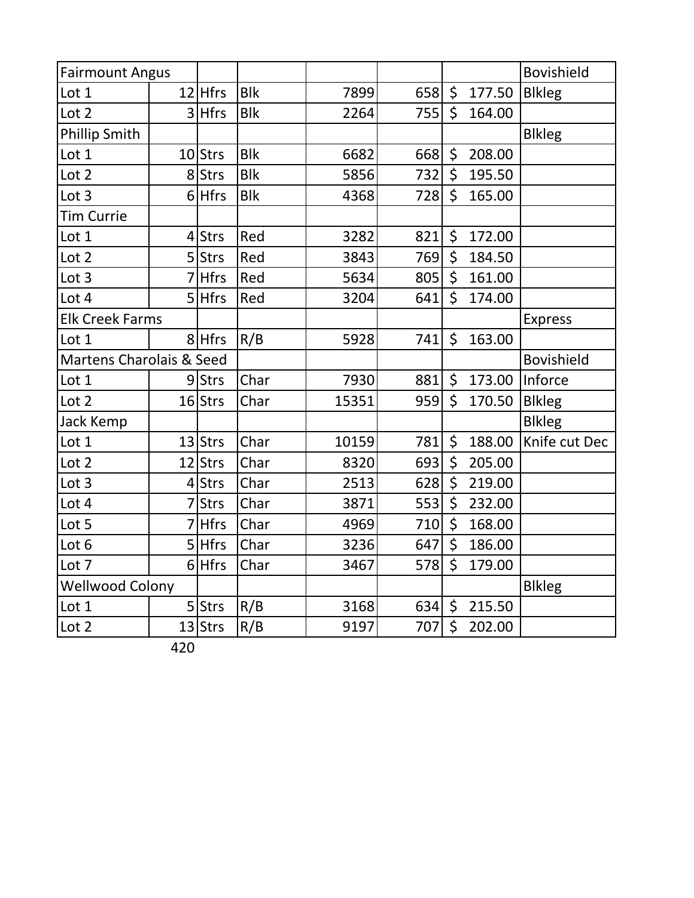| | | | | | | | |
|---|---|---|---|---|---|---|---|
| Fairmount Angus | | | | | | | Bovishield |
| Lot 1 | 12 | Hfrs | Blk | 7899 | 658 | $ 177.50 | Blkleg |
| Lot 2 | 3 | Hfrs | Blk | 2264 | 755 | $ 164.00 | |
| Phillip Smith | | | | | | | Blkleg |
| Lot 1 | 10 | Strs | Blk | 6682 | 668 | $ 208.00 | |
| Lot 2 | 8 | Strs | Blk | 5856 | 732 | $ 195.50 | |
| Lot 3 | 6 | Hfrs | Blk | 4368 | 728 | $ 165.00 | |
| Tim Currie | | | | | | | |
| Lot 1 | 4 | Strs | Red | 3282 | 821 | $ 172.00 | |
| Lot 2 | 5 | Strs | Red | 3843 | 769 | $ 184.50 | |
| Lot 3 | 7 | Hfrs | Red | 5634 | 805 | $ 161.00 | |
| Lot 4 | 5 | Hfrs | Red | 3204 | 641 | $ 174.00 | |
| Elk Creek Farms | | | | | | | Express |
| Lot 1 | 8 | Hfrs | R/B | 5928 | 741 | $ 163.00 | |
| Martens Charolais & Seed | | | | | | | Bovishield |
| Lot 1 | 9 | Strs | Char | 7930 | 881 | $ 173.00 | Inforce |
| Lot 2 | 16 | Strs | Char | 15351 | 959 | $ 170.50 | Blkleg |
| Jack Kemp | | | | | | | Blkleg |
| Lot 1 | 13 | Strs | Char | 10159 | 781 | $ 188.00 | Knife cut Dec |
| Lot 2 | 12 | Strs | Char | 8320 | 693 | $ 205.00 | |
| Lot 3 | 4 | Strs | Char | 2513 | 628 | $ 219.00 | |
| Lot 4 | 7 | Strs | Char | 3871 | 553 | $ 232.00 | |
| Lot 5 | 7 | Hfrs | Char | 4969 | 710 | $ 168.00 | |
| Lot 6 | 5 | Hfrs | Char | 3236 | 647 | $ 186.00 | |
| Lot 7 | 6 | Hfrs | Char | 3467 | 578 | $ 179.00 | |
| Wellwood Colony | | | | | | | Blkleg |
| Lot 1 | 5 | Strs | R/B | 3168 | 634 | $ 215.50 | |
| Lot 2 | 13 | Strs | R/B | 9197 | 707 | $ 202.00 | |
| | 420 | | | | | | |